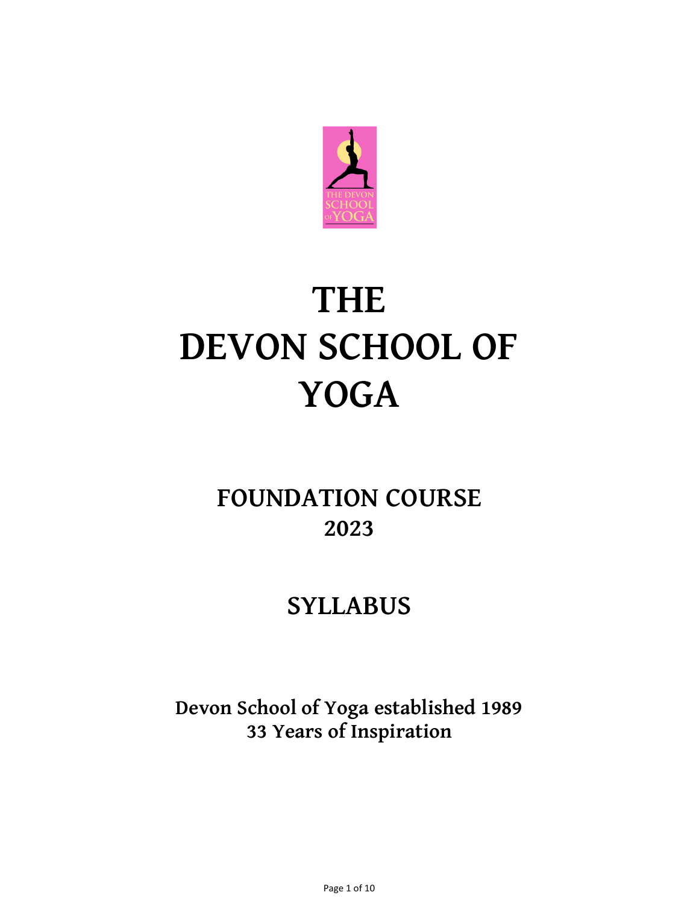# THE DEVON SCHOOL OF YOGA

## FOUNDATION COURSE 2023

## SYLLABUS

**Devon School of Yoga established 1989**
**33 Years of Inspiration**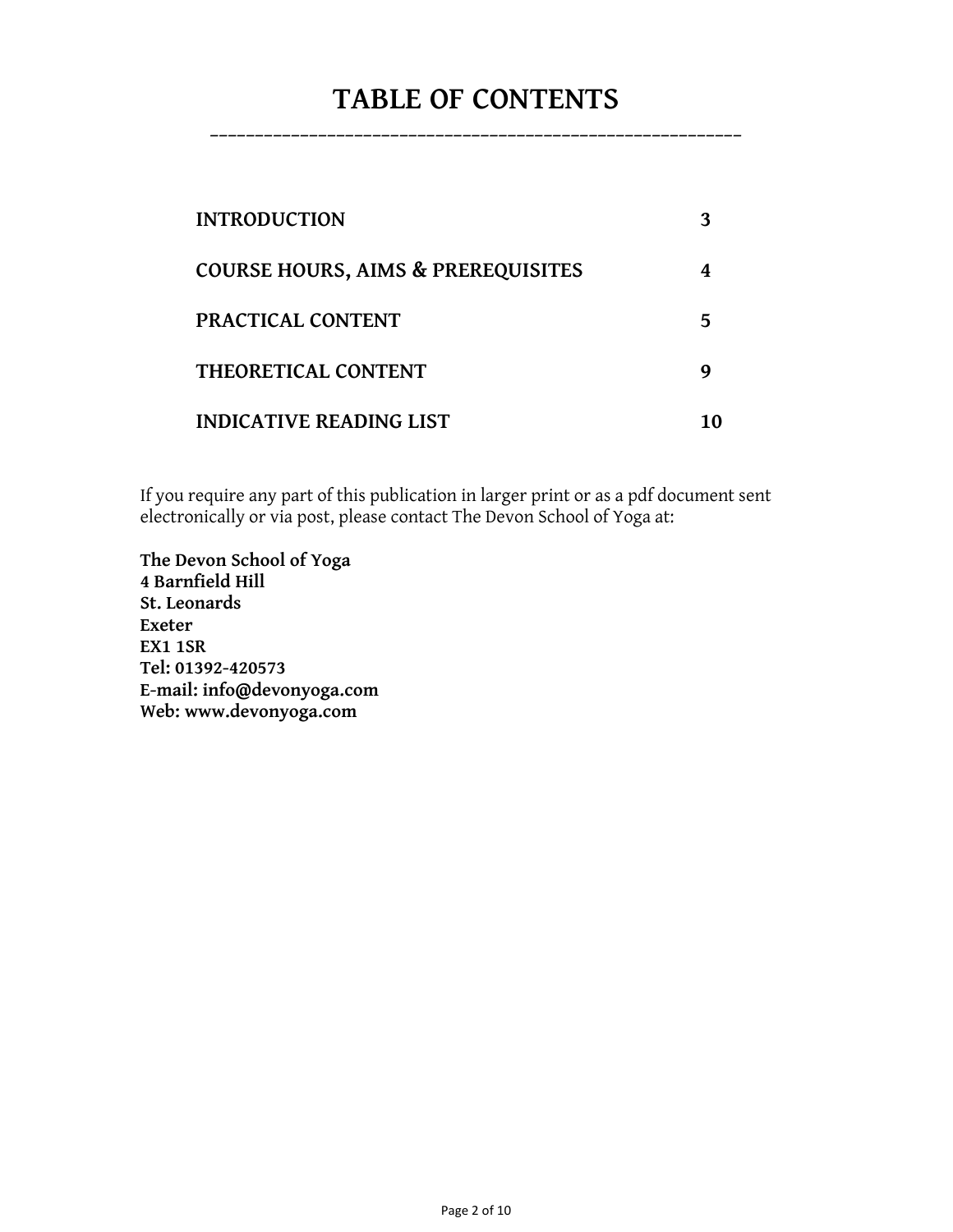# TABLE OF CONTENTS

| | |
|---|---|
| **INTRODUCTION** | **3** |
| **COURSE HOURS, AIMS & PREREQUISITES** | **4** |
| **PRACTICAL CONTENT** | **5** |
| **THEORETICAL CONTENT** | **9** |
| **INDICATIVE READING LIST** | **10** |

If you require any part of this publication in larger print or as a pdf document sent electronically or via post, please contact The Devon School of Yoga at:

**The Devon School of Yoga**
**4 Barnfield Hill**
**St. Leonards**
**Exeter**
**EX1 1SR**
**Tel: 01392-420573**
**E-mail: info@devonyoga.com**
**Web: www.devonyoga.com**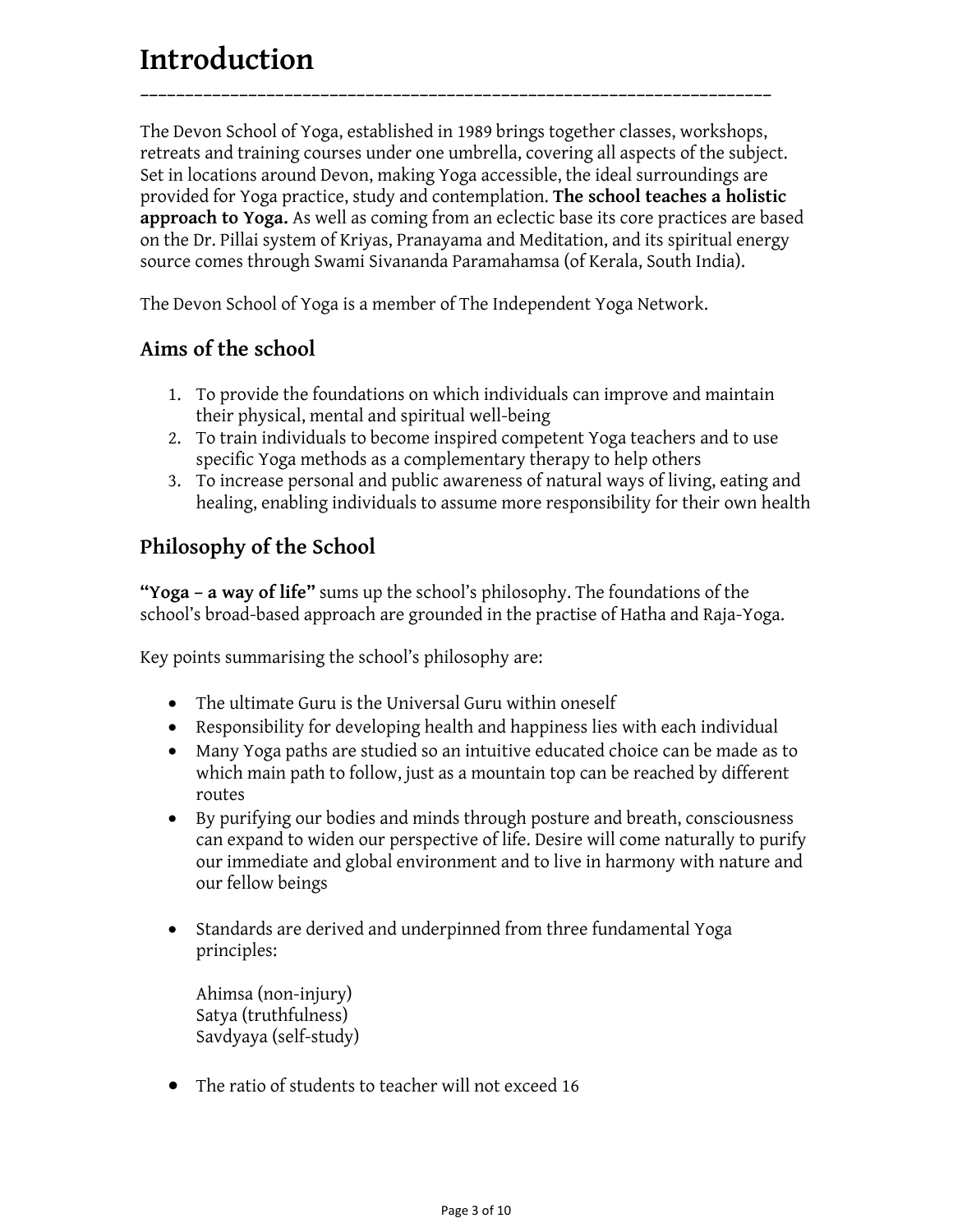# Introduction

The Devon School of Yoga, established in 1989 brings together classes, workshops, retreats and training courses under one umbrella, covering all aspects of the subject. Set in locations around Devon, making Yoga accessible, the ideal surroundings are provided for Yoga practice, study and contemplation. **The school teaches a holistic approach to Yoga.** As well as coming from an eclectic base its core practices are based on the Dr. Pillai system of Kriyas, Pranayama and Meditation, and its spiritual energy source comes through Swami Sivananda Paramahamsa (of Kerala, South India).

The Devon School of Yoga is a member of The Independent Yoga Network.

## Aims of the school

1. To provide the foundations on which individuals can improve and maintain their physical, mental and spiritual well-being
2. To train individuals to become inspired competent Yoga teachers and to use specific Yoga methods as a complementary therapy to help others
3. To increase personal and public awareness of natural ways of living, eating and healing, enabling individuals to assume more responsibility for their own health

## Philosophy of the School

**"Yoga – a way of life"** sums up the school's philosophy. The foundations of the school's broad-based approach are grounded in the practise of Hatha and Raja-Yoga.

Key points summarising the school's philosophy are:

- The ultimate Guru is the Universal Guru within oneself
- Responsibility for developing health and happiness lies with each individual
- Many Yoga paths are studied so an intuitive educated choice can be made as to which main path to follow, just as a mountain top can be reached by different routes
- By purifying our bodies and minds through posture and breath, consciousness can expand to widen our perspective of life. Desire will come naturally to purify our immediate and global environment and to live in harmony with nature and our fellow beings
- Standards are derived and underpinned from three fundamental Yoga principles:

  Ahimsa (non-injury)
  Satya (truthfulness)
  Savdyaya (self-study)

- The ratio of students to teacher will not exceed 16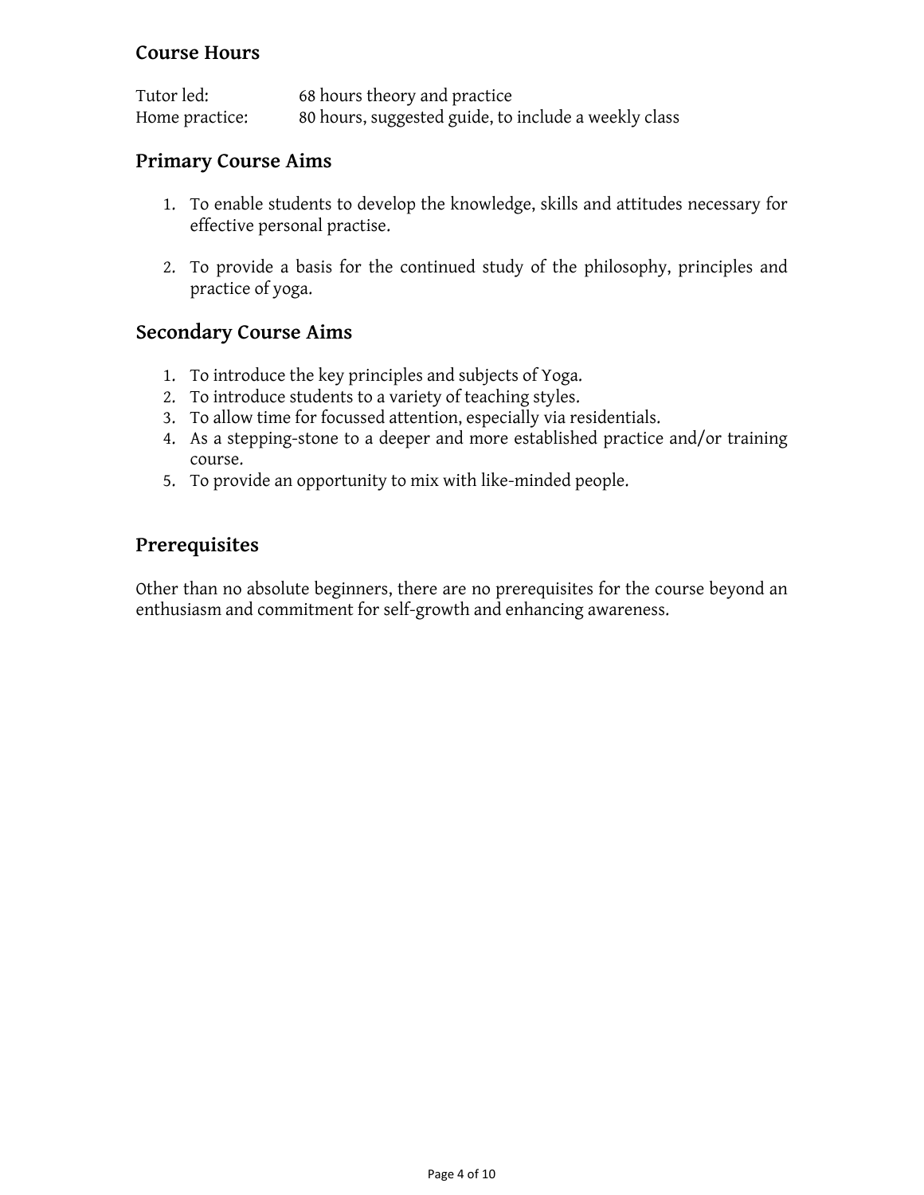## Course Hours

| | |
|---|---|
| Tutor led: | 68 hours theory and practice |
| Home practice: | 80 hours, suggested guide, to include a weekly class |

## Primary Course Aims

1. To enable students to develop the knowledge, skills and attitudes necessary for effective personal practise.

2. To provide a basis for the continued study of the philosophy, principles and practice of yoga.

## Secondary Course Aims

1. To introduce the key principles and subjects of Yoga.
2. To introduce students to a variety of teaching styles.
3. To allow time for focussed attention, especially via residentials.
4. As a stepping-stone to a deeper and more established practice and/or training course.
5. To provide an opportunity to mix with like-minded people.

## Prerequisites

Other than no absolute beginners, there are no prerequisites for the course beyond an enthusiasm and commitment for self-growth and enhancing awareness.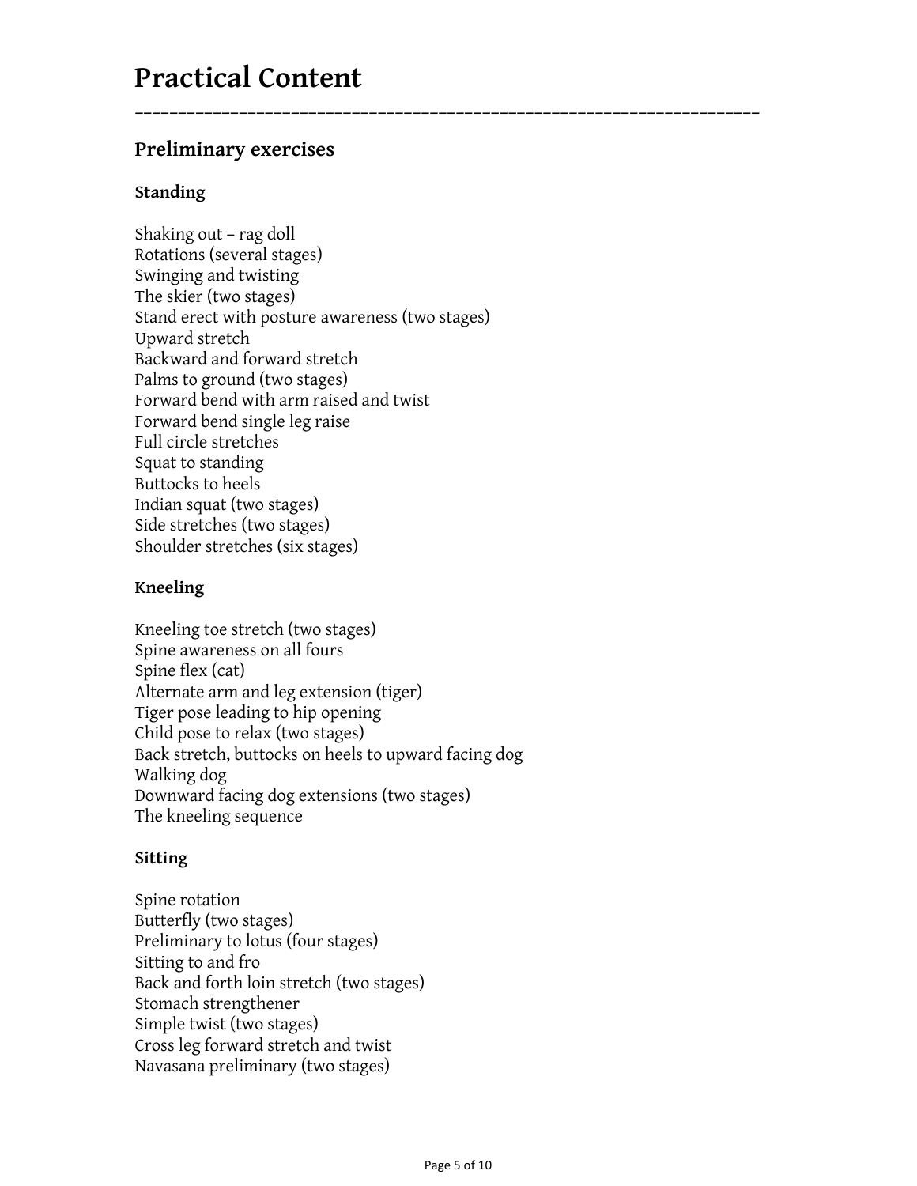# Practical Content

---

## Preliminary exercises

### Standing

Shaking out – rag doll
Rotations (several stages)
Swinging and twisting
The skier (two stages)
Stand erect with posture awareness (two stages)
Upward stretch
Backward and forward stretch
Palms to ground (two stages)
Forward bend with arm raised and twist
Forward bend single leg raise
Full circle stretches
Squat to standing
Buttocks to heels
Indian squat (two stages)
Side stretches (two stages)
Shoulder stretches (six stages)

### Kneeling

Kneeling toe stretch (two stages)
Spine awareness on all fours
Spine flex (cat)
Alternate arm and leg extension (tiger)
Tiger pose leading to hip opening
Child pose to relax (two stages)
Back stretch, buttocks on heels to upward facing dog
Walking dog
Downward facing dog extensions (two stages)
The kneeling sequence

### Sitting

Spine rotation
Butterfly (two stages)
Preliminary to lotus (four stages)
Sitting to and fro
Back and forth loin stretch (two stages)
Stomach strengthener
Simple twist (two stages)
Cross leg forward stretch and twist
Navasana preliminary (two stages)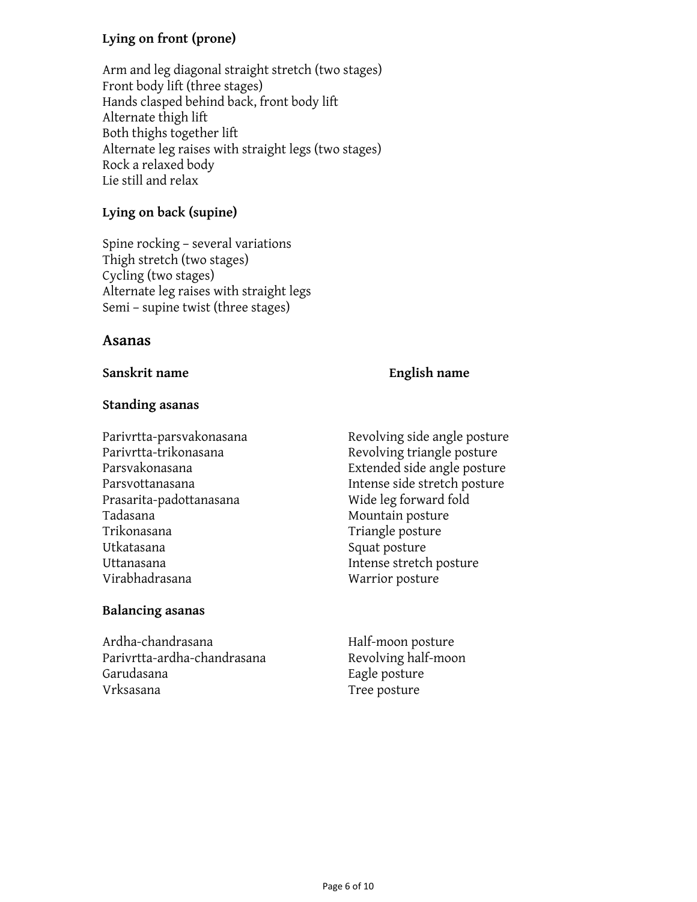### Lying on front (prone)

Arm and leg diagonal straight stretch (two stages)
Front body lift (three stages)
Hands clasped behind back, front body lift
Alternate thigh lift
Both thighs together lift
Alternate leg raises with straight legs (two stages)
Rock a relaxed body
Lie still and relax

### Lying on back (supine)

Spine rocking – several variations
Thigh stretch (two stages)
Cycling (two stages)
Alternate leg raises with straight legs
Semi – supine twist (three stages)

## Asanas

| **Sanskrit name** | **English name** |
|---|---|
| **Standing asanas** | |
| Parivrtta-parsvakonasana | Revolving side angle posture |
| Parivrtta-trikonasana | Revolving triangle posture |
| Parsvakonasana | Extended side angle posture |
| Parsvottanasana | Intense side stretch posture |
| Prasarita-padottanasana | Wide leg forward fold |
| Tadasana | Mountain posture |
| Trikonasana | Triangle posture |
| Utkatasana | Squat posture |
| Uttanasana | Intense stretch posture |
| Virabhadrasana | Warrior posture |
| **Balancing asanas** | |
| Ardha-chandrasana | Half-moon posture |
| Parivrtta-ardha-chandrasana | Revolving half-moon |
| Garudasana | Eagle posture |
| Vrksasana | Tree posture |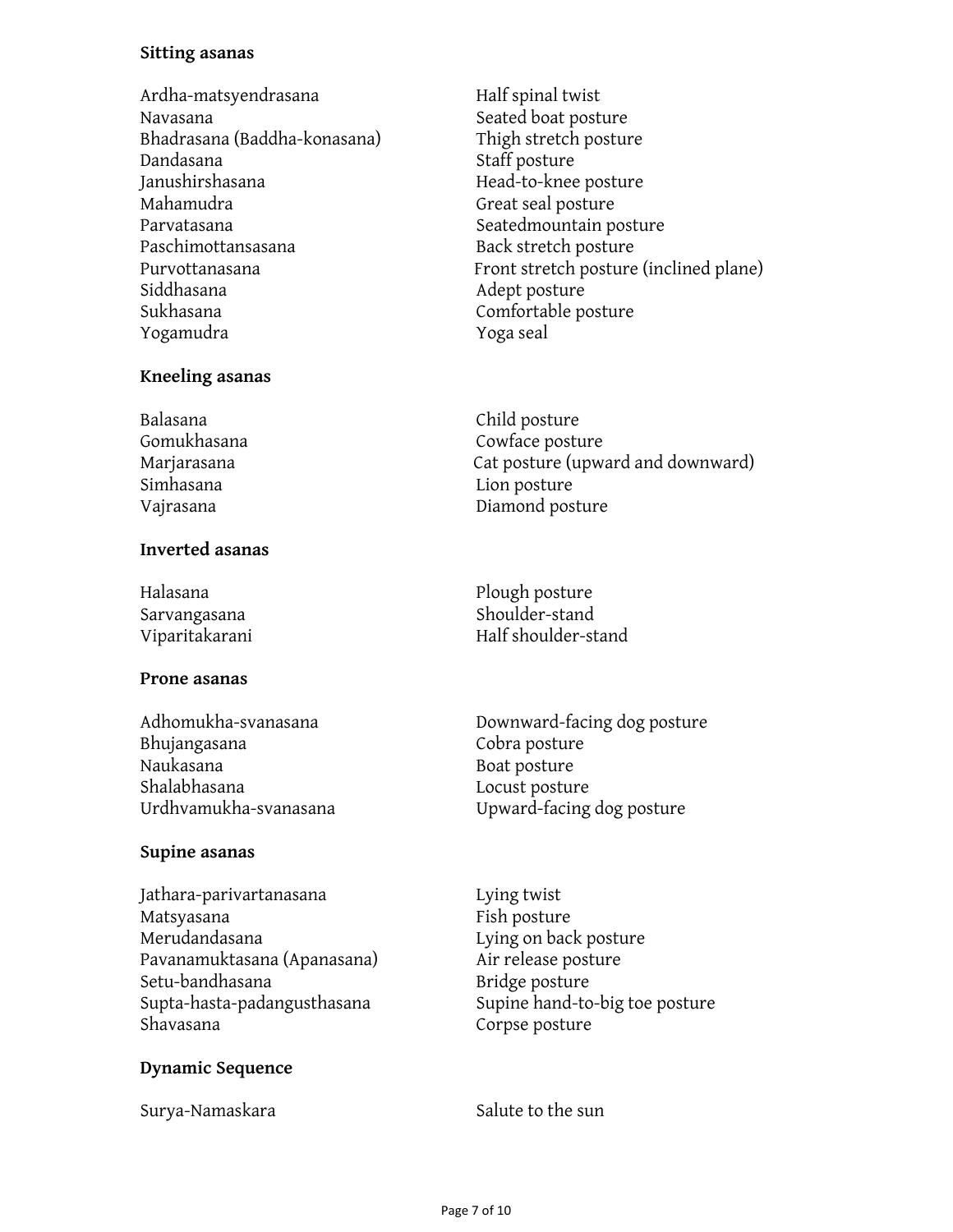**Sitting asanas**

| | |
|---|---|
| Ardha-matsyendrasana | Half spinal twist |
| Navasana | Seated boat posture |
| Bhadrasana (Baddha-konasana) | Thigh stretch posture |
| Dandasana | Staff posture |
| Janushirshasana | Head-to-knee posture |
| Mahamudra | Great seal posture |
| Parvatasana | Seatedmountain posture |
| Paschimottansasana | Back stretch posture |
| Purvottanasana | Front stretch posture (inclined plane) |
| Siddhasana | Adept posture |
| Sukhasana | Comfortable posture |
| Yogamudra | Yoga seal |

**Kneeling asanas**

| | |
|---|---|
| Balasana | Child posture |
| Gomukhasana | Cowface posture |
| Marjarasana | Cat posture (upward and downward) |
| Simhasana | Lion posture |
| Vajrasana | Diamond posture |

**Inverted asanas**

| | |
|---|---|
| Halasana | Plough posture |
| Sarvangasana | Shoulder-stand |
| Viparitakarani | Half shoulder-stand |

**Prone asanas**

| | |
|---|---|
| Adhomukha-svanasana | Downward-facing dog posture |
| Bhujangasana | Cobra posture |
| Naukasana | Boat posture |
| Shalabhasana | Locust posture |
| Urdhvamukha-svanasana | Upward-facing dog posture |

**Supine asanas**

| | |
|---|---|
| Jathara-parivartanasana | Lying twist |
| Matsyasana | Fish posture |
| Merudandasana | Lying on back posture |
| Pavanamuktasana (Apanasana) | Air release posture |
| Setu-bandhasana | Bridge posture |
| Supta-hasta-padangusthasana | Supine hand-to-big toe posture |
| Shavasana | Corpse posture |

**Dynamic Sequence**

| | |
|---|---|
| Surya-Namaskara | Salute to the sun |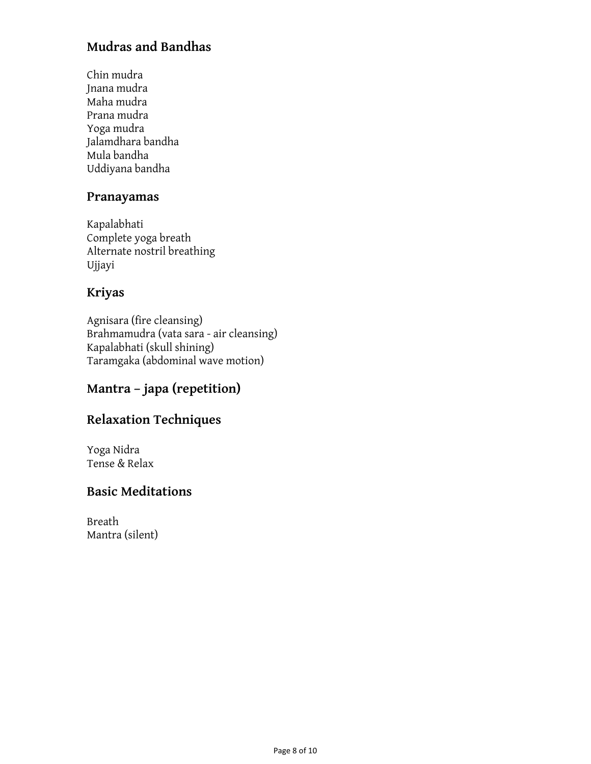## Mudras and Bandhas

Chin mudra
Jnana mudra
Maha mudra
Prana mudra
Yoga mudra
Jalamdhara bandha
Mula bandha
Uddiyana bandha

## Pranayamas

Kapalabhati
Complete yoga breath
Alternate nostril breathing
Ujjayi

## Kriyas

Agnisara (fire cleansing)
Brahmamudra (vata sara - air cleansing)
Kapalabhati (skull shining)
Taramgaka (abdominal wave motion)

## Mantra – japa (repetition)

## Relaxation Techniques

Yoga Nidra
Tense & Relax

## Basic Meditations

Breath
Mantra (silent)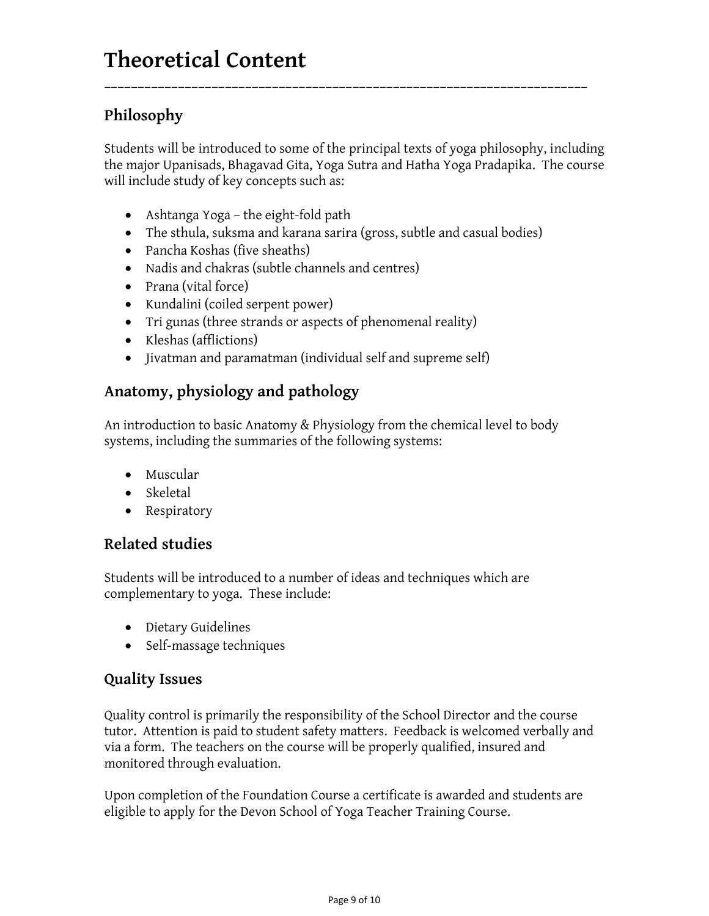# Theoretical Content

---

## Philosophy

Students will be introduced to some of the principal texts of yoga philosophy, including the major Upanisads, Bhagavad Gita, Yoga Sutra and Hatha Yoga Pradapika. The course will include study of key concepts such as:

- Ashtanga Yoga – the eight-fold path
- The sthula, suksma and karana sarira (gross, subtle and casual bodies)
- Pancha Koshas (five sheaths)
- Nadis and chakras (subtle channels and centres)
- Prana (vital force)
- Kundalini (coiled serpent power)
- Tri gunas (three strands or aspects of phenomenal reality)
- Kleshas (afflictions)
- Jivatman and paramatman (individual self and supreme self)

## Anatomy, physiology and pathology

An introduction to basic Anatomy & Physiology from the chemical level to body systems, including the summaries of the following systems:

- Muscular
- Skeletal
- Respiratory

## Related studies

Students will be introduced to a number of ideas and techniques which are complementary to yoga. These include:

- Dietary Guidelines
- Self-massage techniques

## Quality Issues

Quality control is primarily the responsibility of the School Director and the course tutor. Attention is paid to student safety matters. Feedback is welcomed verbally and via a form. The teachers on the course will be properly qualified, insured and monitored through evaluation.

Upon completion of the Foundation Course a certificate is awarded and students are eligible to apply for the Devon School of Yoga Teacher Training Course.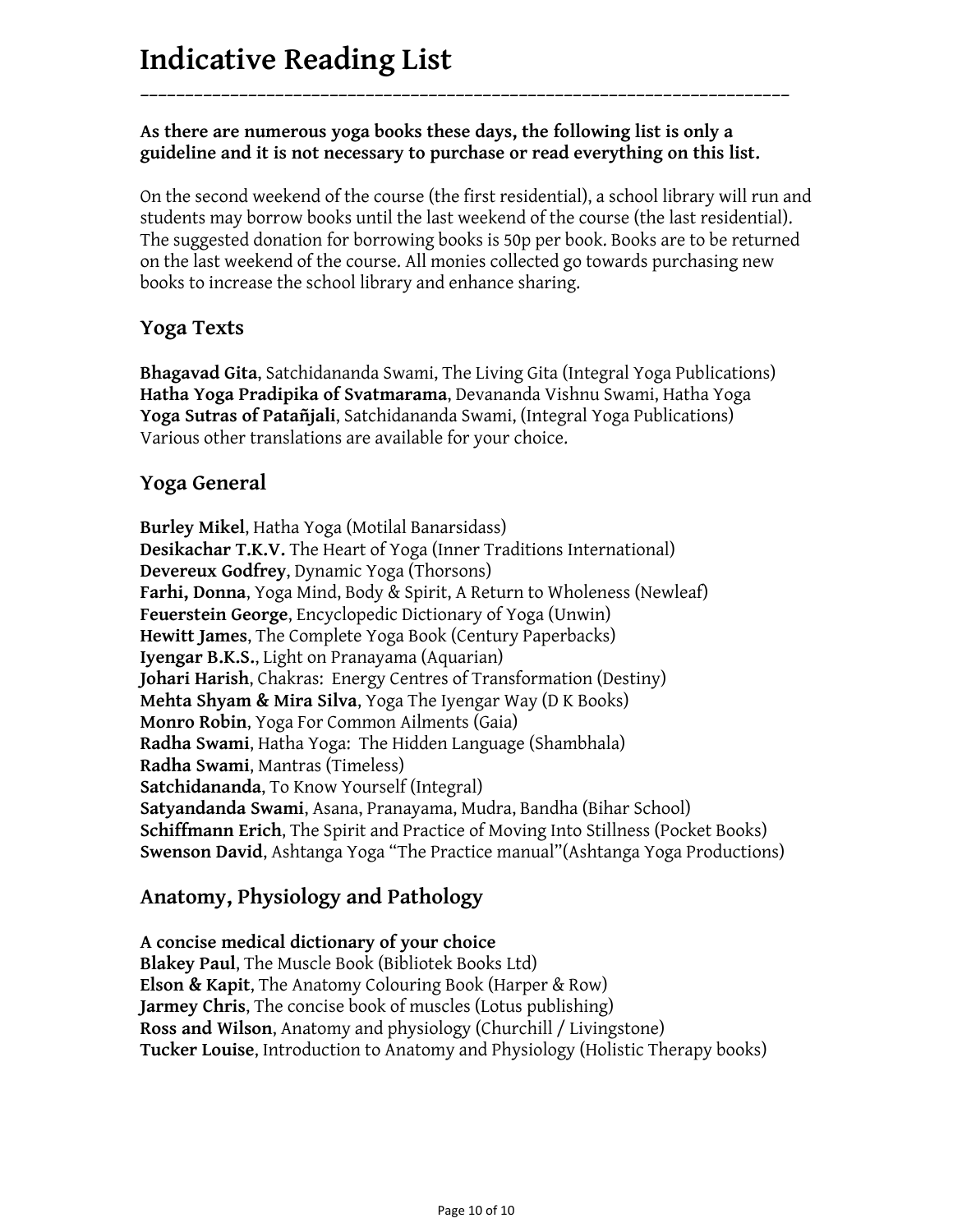# Indicative Reading List

---

**As there are numerous yoga books these days, the following list is only a guideline and it is not necessary to purchase or read everything on this list.**

On the second weekend of the course (the first residential), a school library will run and students may borrow books until the last weekend of the course (the last residential). The suggested donation for borrowing books is 50p per book. Books are to be returned on the last weekend of the course. All monies collected go towards purchasing new books to increase the school library and enhance sharing.

## Yoga Texts

**Bhagavad Gita**, Satchidananda Swami, The Living Gita (Integral Yoga Publications)
**Hatha Yoga Pradipika of Svatmarama**, Devananda Vishnu Swami, Hatha Yoga
**Yoga Sutras of Patañjali**, Satchidananda Swami, (Integral Yoga Publications)
Various other translations are available for your choice.

## Yoga General

**Burley Mikel**, Hatha Yoga (Motilal Banarsidass)
**Desikachar T.K.V.** The Heart of Yoga (Inner Traditions International)
**Devereux Godfrey**, Dynamic Yoga (Thorsons)
**Farhi, Donna**, Yoga Mind, Body & Spirit, A Return to Wholeness (Newleaf)
**Feuerstein George**, Encyclopedic Dictionary of Yoga (Unwin)
**Hewitt James**, The Complete Yoga Book (Century Paperbacks)
**Iyengar B.K.S.**, Light on Pranayama (Aquarian)
**Johari Harish**, Chakras: Energy Centres of Transformation (Destiny)
**Mehta Shyam & Mira Silva**, Yoga The Iyengar Way (D K Books)
**Monro Robin**, Yoga For Common Ailments (Gaia)
**Radha Swami**, Hatha Yoga: The Hidden Language (Shambhala)
**Radha Swami**, Mantras (Timeless)
**Satchidananda**, To Know Yourself (Integral)
**Satyandanda Swami**, Asana, Pranayama, Mudra, Bandha (Bihar School)
**Schiffmann Erich**, The Spirit and Practice of Moving Into Stillness (Pocket Books)
**Swenson David**, Ashtanga Yoga "The Practice manual"(Ashtanga Yoga Productions)

## Anatomy, Physiology and Pathology

**A concise medical dictionary of your choice**
**Blakey Paul**, The Muscle Book (Bibliotek Books Ltd)
**Elson & Kapit**, The Anatomy Colouring Book (Harper & Row)
**Jarmey Chris**, The concise book of muscles (Lotus publishing)
**Ross and Wilson**, Anatomy and physiology (Churchill / Livingstone)
**Tucker Louise**, Introduction to Anatomy and Physiology (Holistic Therapy books)